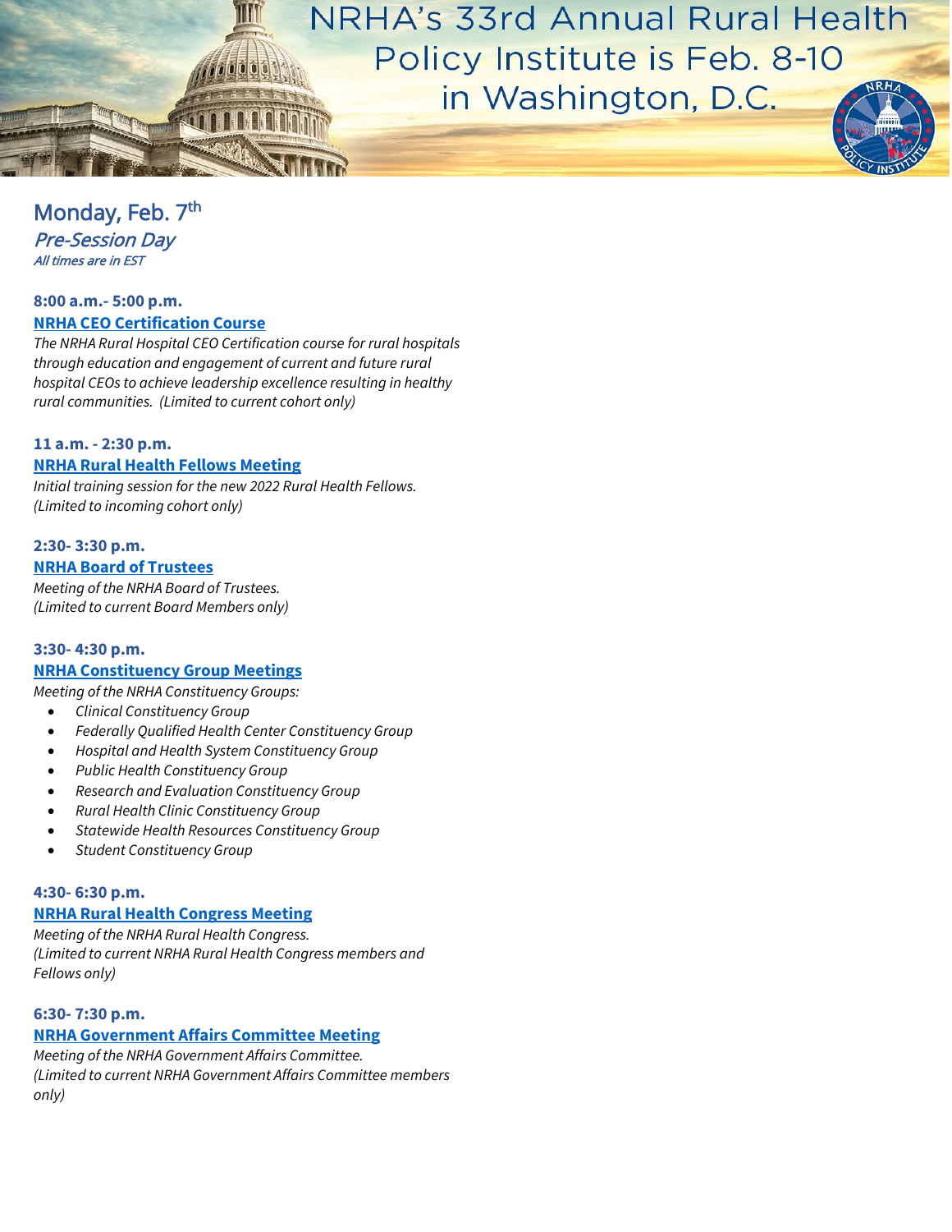# NRHA's 33rd Annual Rural Health Policy Institute is Feb. 8-10 in Washington, D.C.

## Monday, Feb. 7th

### *Pre-Session Day*

***All times are in EST***

**8:00 a.m.- 5:00 p.m.**

**NRHA CEO Certification Course**

*The NRHA Rural Hospital CEO Certification course for rural hospitals through education and engagement of current and future rural hospital CEOs to achieve leadership excellence resulting in healthy rural communities. (Limited to current cohort only)*

**11 a.m. - 2:30 p.m.**

**NRHA Rural Health Fellows Meeting**

*Initial training session for the new 2022 Rural Health Fellows. (Limited to incoming cohort only)*

**2:30- 3:30 p.m.**

**NRHA Board of Trustees**

*Meeting of the NRHA Board of Trustees. (Limited to current Board Members only)*

**3:30- 4:30 p.m.**

**NRHA Constituency Group Meetings**

*Meeting of the NRHA Constituency Groups:*

- *Clinical Constituency Group*
- *Federally Qualified Health Center Constituency Group*
- *Hospital and Health System Constituency Group*
- *Public Health Constituency Group*
- *Research and Evaluation Constituency Group*
- *Rural Health Clinic Constituency Group*
- *Statewide Health Resources Constituency Group*
- *Student Constituency Group*

**4:30- 6:30 p.m.**

**NRHA Rural Health Congress Meeting**

*Meeting of the NRHA Rural Health Congress. (Limited to current NRHA Rural Health Congress members and Fellows only)*

**6:30- 7:30 p.m.**

**NRHA Government Affairs Committee Meeting**

*Meeting of the NRHA Government Affairs Committee. (Limited to current NRHA Government Affairs Committee members only)*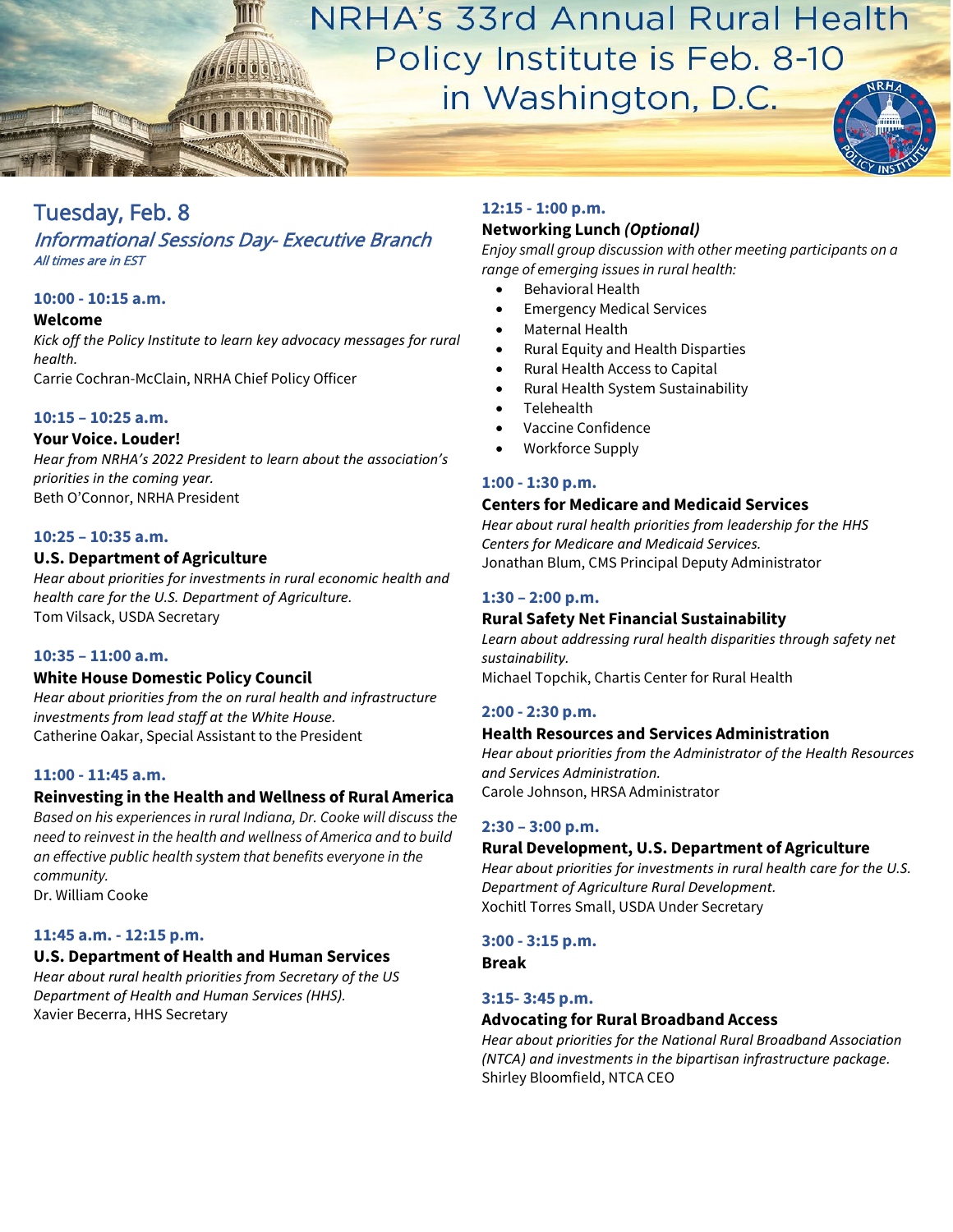# NRHA's 33rd Annual Rural Health Policy Institute is Feb. 8-10 in Washington, D.C.

## Tuesday, Feb. 8

### *Informational Sessions Day- Executive Branch*

*All times are in EST*

**10:00 - 10:15 a.m.**

**Welcome**

*Kick off the Policy Institute to learn key advocacy messages for rural health.*

Carrie Cochran-McClain, NRHA Chief Policy Officer

**10:15 – 10:25 a.m.**

**Your Voice. Louder!**

*Hear from NRHA's 2022 President to learn about the association's priorities in the coming year.*

Beth O'Connor, NRHA President

**10:25 – 10:35 a.m.**

**U.S. Department of Agriculture**

*Hear about priorities for investments in rural economic health and health care for the U.S. Department of Agriculture.*

Tom Vilsack, USDA Secretary

**10:35 – 11:00 a.m.**

**White House Domestic Policy Council**

*Hear about priorities from the on rural health and infrastructure investments from lead staff at the White House.*

Catherine Oakar, Special Assistant to the President

**11:00 - 11:45 a.m.**

**Reinvesting in the Health and Wellness of Rural America**

*Based on his experiences in rural Indiana, Dr. Cooke will discuss the need to reinvest in the health and wellness of America and to build an effective public health system that benefits everyone in the community.*

Dr. William Cooke

**11:45 a.m. - 12:15 p.m.**

**U.S. Department of Health and Human Services**

*Hear about rural health priorities from Secretary of the US Department of Health and Human Services (HHS).*

Xavier Becerra, HHS Secretary

**12:15 - 1:00 p.m.**

**Networking Lunch *(Optional)***

*Enjoy small group discussion with other meeting participants on a range of emerging issues in rural health:*

- Behavioral Health
- Emergency Medical Services
- Maternal Health
- Rural Equity and Health Disparities
- Rural Health Access to Capital
- Rural Health System Sustainability
- Telehealth
- Vaccine Confidence
- Workforce Supply

**1:00 - 1:30 p.m.**

**Centers for Medicare and Medicaid Services**

*Hear about rural health priorities from leadership for the HHS Centers for Medicare and Medicaid Services.*

Jonathan Blum, CMS Principal Deputy Administrator

**1:30 – 2:00 p.m.**

**Rural Safety Net Financial Sustainability**

*Learn about addressing rural health disparities through safety net sustainability.*

Michael Topchik, Chartis Center for Rural Health

**2:00 - 2:30 p.m.**

**Health Resources and Services Administration**

*Hear about priorities from the Administrator of the Health Resources and Services Administration.*

Carole Johnson, HRSA Administrator

**2:30 – 3:00 p.m.**

**Rural Development, U.S. Department of Agriculture**

*Hear about priorities for investments in rural health care for the U.S. Department of Agriculture Rural Development.*

Xochitl Torres Small, USDA Under Secretary

**3:00 - 3:15 p.m.**

**Break**

**3:15- 3:45 p.m.**

**Advocating for Rural Broadband Access**

*Hear about priorities for the National Rural Broadband Association (NTCA) and investments in the bipartisan infrastructure package.*

Shirley Bloomfield, NTCA CEO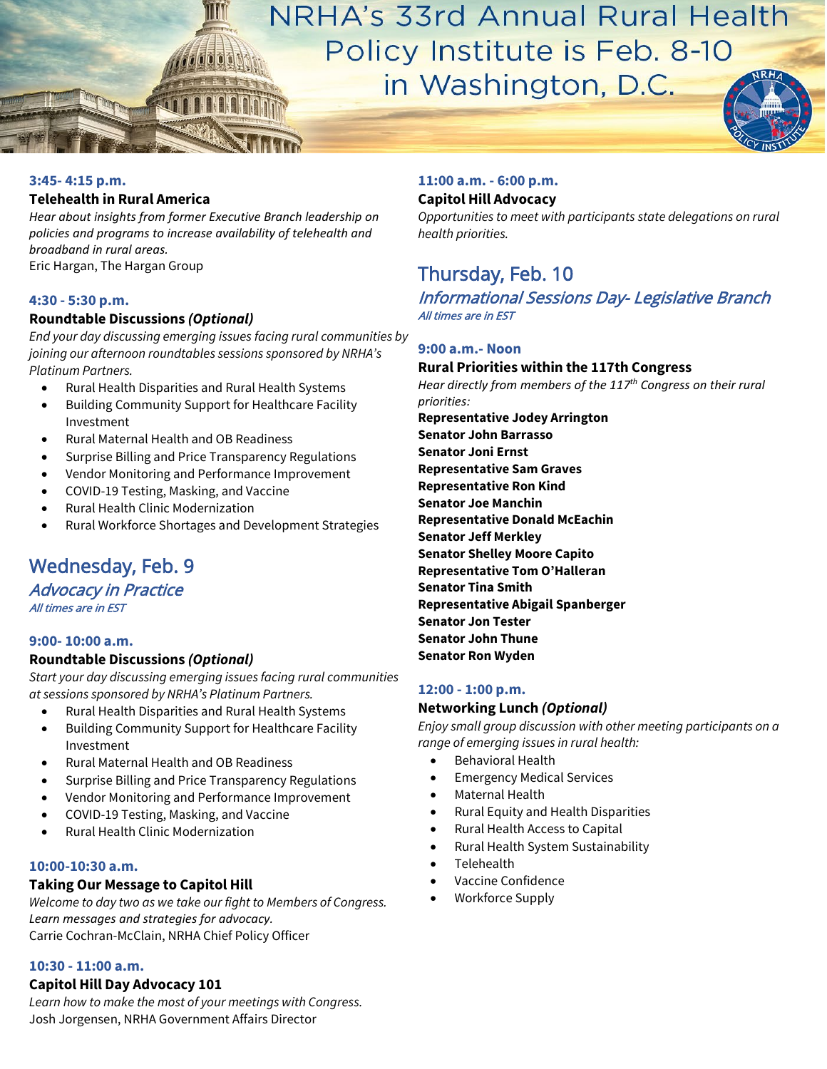# NRHA's 33rd Annual Rural Health Policy Institute is Feb. 8-10 in Washington, D.C.

**3:45- 4:15 p.m.**

**Telehealth in Rural America**

*Hear about insights from former Executive Branch leadership on policies and programs to increase availability of telehealth and broadband in rural areas.*

Eric Hargan, The Hargan Group

**4:30 - 5:30 p.m.**

**Roundtable Discussions *(Optional)***

*End your day discussing emerging issues facing rural communities by joining our afternoon roundtables sessions sponsored by NRHA's Platinum Partners.*

- Rural Health Disparities and Rural Health Systems
- Building Community Support for Healthcare Facility Investment
- Rural Maternal Health and OB Readiness
- Surprise Billing and Price Transparency Regulations
- Vendor Monitoring and Performance Improvement
- COVID-19 Testing, Masking, and Vaccine
- Rural Health Clinic Modernization
- Rural Workforce Shortages and Development Strategies

## Wednesday, Feb. 9

### *Advocacy in Practice*

*All times are in EST*

**9:00- 10:00 a.m.**

**Roundtable Discussions *(Optional)***

*Start your day discussing emerging issues facing rural communities at sessions sponsored by NRHA's Platinum Partners.*

- Rural Health Disparities and Rural Health Systems
- Building Community Support for Healthcare Facility Investment
- Rural Maternal Health and OB Readiness
- Surprise Billing and Price Transparency Regulations
- Vendor Monitoring and Performance Improvement
- COVID-19 Testing, Masking, and Vaccine
- Rural Health Clinic Modernization

**10:00-10:30 a.m.**

**Taking Our Message to Capitol Hill**

*Welcome to day two as we take our fight to Members of Congress. Learn messages and strategies for advocacy.*

Carrie Cochran-McClain, NRHA Chief Policy Officer

**10:30 - 11:00 a.m.**

**Capitol Hill Day Advocacy 101**

*Learn how to make the most of your meetings with Congress.*

Josh Jorgensen, NRHA Government Affairs Director

**11:00 a.m. - 6:00 p.m.**

**Capitol Hill Advocacy**

*Opportunities to meet with participants state delegations on rural health priorities.*

## Thursday, Feb. 10

### *Informational Sessions Day- Legislative Branch*

*All times are in EST*

**9:00 a.m.- Noon**

**Rural Priorities within the 117th Congress**

*Hear directly from members of the 117th Congress on their rural priorities:*

**Representative Jodey Arrington**
**Senator John Barrasso**
**Senator Joni Ernst**
**Representative Sam Graves**
**Representative Ron Kind**
**Senator Joe Manchin**
**Representative Donald McEachin**
**Senator Jeff Merkley**
**Senator Shelley Moore Capito**
**Representative Tom O'Halleran**
**Senator Tina Smith**
**Representative Abigail Spanberger**
**Senator Jon Tester**
**Senator John Thune**
**Senator Ron Wyden**

**12:00 - 1:00 p.m.**

**Networking Lunch *(Optional)***

*Enjoy small group discussion with other meeting participants on a range of emerging issues in rural health:*

- Behavioral Health
- Emergency Medical Services
- Maternal Health
- Rural Equity and Health Disparities
- Rural Health Access to Capital
- Rural Health System Sustainability
- Telehealth
- Vaccine Confidence
- Workforce Supply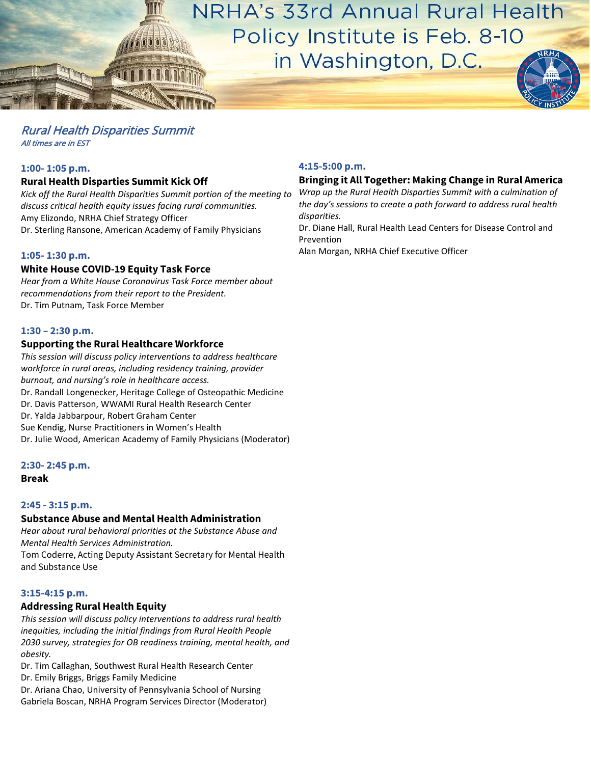# NRHA's 33rd Annual Rural Health Policy Institute is Feb. 8-10 in Washington, D.C.

## *Rural Health Disparities Summit*

*All times are in EST*

**1:00- 1:05 p.m.**

### Rural Health Disparties Summit Kick Off

*Kick off the Rural Health Disparities Summit portion of the meeting to discuss critical health equity issues facing rural communities.*

Amy Elizondo, NRHA Chief Strategy Officer

Dr. Sterling Ransone, American Academy of Family Physicians

**1:05- 1:30 p.m.**

### White House COVID-19 Equity Task Force

*Hear from a White House Coronavirus Task Force member about recommendations from their report to the President.*

Dr. Tim Putnam, Task Force Member

**1:30 – 2:30 p.m.**

### Supporting the Rural Healthcare Workforce

*This session will discuss policy interventions to address healthcare workforce in rural areas, including residency training, provider burnout, and nursing's role in healthcare access.*

Dr. Randall Longenecker, Heritage College of Osteopathic Medicine

Dr. Davis Patterson, WWAMI Rural Health Research Center

Dr. Yalda Jabbarpour, Robert Graham Center

Sue Kendig, Nurse Practitioners in Women's Health

Dr. Julie Wood, American Academy of Family Physicians (Moderator)

**2:30- 2:45 p.m.**

**Break**

**2:45 - 3:15 p.m.**

### Substance Abuse and Mental Health Administration

*Hear about rural behavioral priorities at the Substance Abuse and Mental Health Services Administration.*

Tom Coderre, Acting Deputy Assistant Secretary for Mental Health and Substance Use

**3:15-4:15 p.m.**

### Addressing Rural Health Equity

*This session will discuss policy interventions to address rural health inequities, including the initial findings from Rural Health People 2030 survey, strategies for OB readiness training, mental health, and obesity.*

Dr. Tim Callaghan, Southwest Rural Health Research Center

Dr. Emily Briggs, Briggs Family Medicine

Dr. Ariana Chao, University of Pennsylvania School of Nursing

Gabriela Boscan, NRHA Program Services Director (Moderator)

**4:15-5:00 p.m.**

### Bringing it All Together: Making Change in Rural America

*Wrap up the Rural Health Disparities Summit with a culmination of the day's sessions to create a path forward to address rural health disparities.*

Dr. Diane Hall, Rural Health Lead Centers for Disease Control and Prevention

Alan Morgan, NRHA Chief Executive Officer